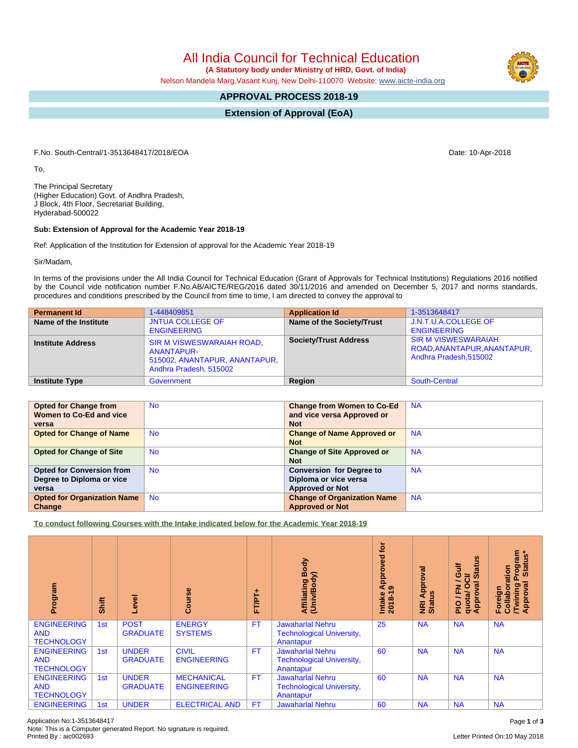# All India Council for Technical Education

**(A Statutory body under Ministry of HRD, Govt. of India)**

Nelson Mandela Marg,Vasant Kunj, New Delhi-110070 Website: www.aicte-india.org

## APPROVAL PROCESS 2018-19

## Extension of Approval (EoA)

F.No. South-Central/1-3513648417/2018/EOA

Date: 10-Apr-2018

To,

The Principal Secretary
(Higher Education) Govt. of Andhra Pradesh,
J Block, 4th Floor, Secretariat Building,
Hyderabad-500022

**Sub: Extension of Approval for the Academic Year 2018-19**

Ref: Application of the Institution for Extension of approval for the Academic Year 2018-19

Sir/Madam,

In terms of the provisions under the All India Council for Technical Education (Grant of Approvals for Technical Institutions) Regulations 2016 notified by the Council vide notification number F.No.AB/AICTE/REG/2016 dated 30/11/2016 and amended on December 5, 2017 and norms standards, procedures and conditions prescribed by the Council from time to time, I am directed to convey the approval to

| **Permanent Id** | 1-448409851 | **Application Id** | 1-3513648417 |
|---|---|---|---|
| **Name of the Institute** | JNTUA COLLEGE OF ENGINEERING | **Name of the Society/Trust** | J.N.T.U.A.COLLEGE OF ENGINEERING |
| **Institute Address** | SIR M VISWESWARAIAH ROAD, ANANTAPUR-515002, ANANTAPUR, ANANTAPUR, Andhra Pradesh, 515002 | **Society/Trust Address** | SIR M VISWESWARAIAH ROAD,ANANTAPUR,ANANTAPUR, Andhra Pradesh,515002 |
| **Institute Type** | Government | **Region** | South-Central |

| **Opted for Change from Women to Co-Ed and vice versa** | No | **Change from Women to Co-Ed and vice versa Approved or Not** | NA |
|---|---|---|---|
| **Opted for Change of Name** | No | **Change of Name Approved or Not** | NA |
| **Opted for Change of Site** | No | **Change of Site Approved or Not** | NA |
| **Opted for Conversion from Degree to Diploma or vice versa** | No | **Conversion for Degree to Diploma or vice versa Approved or Not** | NA |
| **Opted for Organization Name Change** | No | **Change of Organization Name Approved or Not** | NA |

**To conduct following Courses with the Intake indicated below for the Academic Year 2018-19**

| Program | Shift | Level | Course | FT/PT+ | Affiliating Body (Univ/Body) | Intake Approved for 2018-19 | NRI Approval Status | PIO / FN / Gulf quota/ OCI/ Approval Status | Foreign Collaboration /Twining Program Approval Status* |
|---|---|---|---|---|---|---|---|---|---|
| ENGINEERING AND TECHNOLOGY | 1st | POST GRADUATE | ENERGY SYSTEMS | FT | Jawaharlal Nehru Technological University, Anantapur | 25 | NA | NA | NA |
| ENGINEERING AND TECHNOLOGY | 1st | UNDER GRADUATE | CIVIL ENGINEERING | FT | Jawaharlal Nehru Technological University, Anantapur | 60 | NA | NA | NA |
| ENGINEERING AND TECHNOLOGY | 1st | UNDER GRADUATE | MECHANICAL ENGINEERING | FT | Jawaharlal Nehru Technological University, Anantapur | 60 | NA | NA | NA |
| ENGINEERING | 1st | UNDER | ELECTRICAL AND | FT | Jawaharlal Nehru | 60 | NA | NA | NA |

Application No:1-3513648417
Note: This is a Computer generated Report. No signature is required.
Printed By : aic002693

Letter Printed On:10 May 2018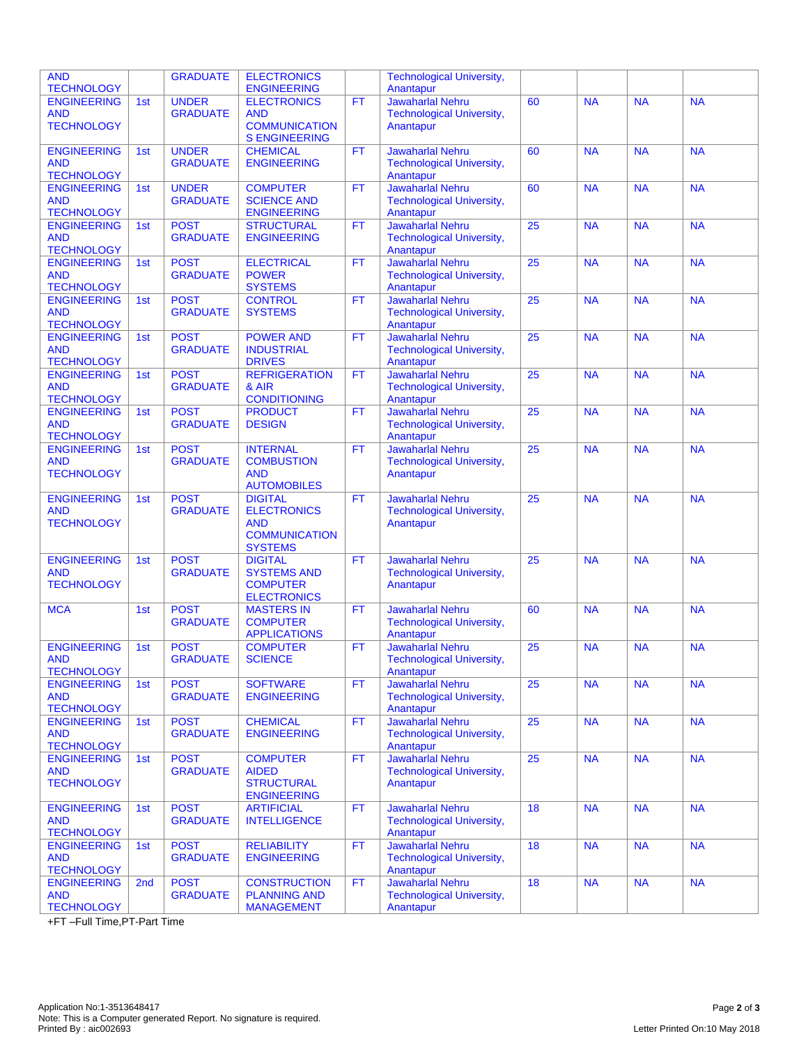| | | | | | | | | | |
|---|---|---|---|---|---|---|---|---|---|
| AND TECHNOLOGY | | GRADUATE | ELECTRONICS ENGINEERING | | Technological University, Anantapur | | | | |
| ENGINEERING AND TECHNOLOGY | 1st | UNDER GRADUATE | ELECTRONICS AND COMMUNICATION S ENGINEERING | FT | Jawaharlal Nehru Technological University, Anantapur | 60 | NA | NA | NA |
| ENGINEERING AND TECHNOLOGY | 1st | UNDER GRADUATE | CHEMICAL ENGINEERING | FT | Jawaharlal Nehru Technological University, Anantapur | 60 | NA | NA | NA |
| ENGINEERING AND TECHNOLOGY | 1st | UNDER GRADUATE | COMPUTER SCIENCE AND ENGINEERING | FT | Jawaharlal Nehru Technological University, Anantapur | 60 | NA | NA | NA |
| ENGINEERING AND TECHNOLOGY | 1st | POST GRADUATE | STRUCTURAL ENGINEERING | FT | Jawaharlal Nehru Technological University, Anantapur | 25 | NA | NA | NA |
| ENGINEERING AND TECHNOLOGY | 1st | POST GRADUATE | ELECTRICAL POWER SYSTEMS | FT | Jawaharlal Nehru Technological University, Anantapur | 25 | NA | NA | NA |
| ENGINEERING AND TECHNOLOGY | 1st | POST GRADUATE | CONTROL SYSTEMS | FT | Jawaharlal Nehru Technological University, Anantapur | 25 | NA | NA | NA |
| ENGINEERING AND TECHNOLOGY | 1st | POST GRADUATE | POWER AND INDUSTRIAL DRIVES | FT | Jawaharlal Nehru Technological University, Anantapur | 25 | NA | NA | NA |
| ENGINEERING AND TECHNOLOGY | 1st | POST GRADUATE | REFRIGERATION & AIR CONDITIONING | FT | Jawaharlal Nehru Technological University, Anantapur | 25 | NA | NA | NA |
| ENGINEERING AND TECHNOLOGY | 1st | POST GRADUATE | PRODUCT DESIGN | FT | Jawaharlal Nehru Technological University, Anantapur | 25 | NA | NA | NA |
| ENGINEERING AND TECHNOLOGY | 1st | POST GRADUATE | INTERNAL COMBUSTION AND AUTOMOBILES | FT | Jawaharlal Nehru Technological University, Anantapur | 25 | NA | NA | NA |
| ENGINEERING AND TECHNOLOGY | 1st | POST GRADUATE | DIGITAL ELECTRONICS AND COMMUNICATION SYSTEMS | FT | Jawaharlal Nehru Technological University, Anantapur | 25 | NA | NA | NA |
| ENGINEERING AND TECHNOLOGY | 1st | POST GRADUATE | DIGITAL SYSTEMS AND COMPUTER ELECTRONICS | FT | Jawaharlal Nehru Technological University, Anantapur | 25 | NA | NA | NA |
| MCA | 1st | POST GRADUATE | MASTERS IN COMPUTER APPLICATIONS | FT | Jawaharlal Nehru Technological University, Anantapur | 60 | NA | NA | NA |
| ENGINEERING AND TECHNOLOGY | 1st | POST GRADUATE | COMPUTER SCIENCE | FT | Jawaharlal Nehru Technological University, Anantapur | 25 | NA | NA | NA |
| ENGINEERING AND TECHNOLOGY | 1st | POST GRADUATE | SOFTWARE ENGINEERING | FT | Jawaharlal Nehru Technological University, Anantapur | 25 | NA | NA | NA |
| ENGINEERING AND TECHNOLOGY | 1st | POST GRADUATE | CHEMICAL ENGINEERING | FT | Jawaharlal Nehru Technological University, Anantapur | 25 | NA | NA | NA |
| ENGINEERING AND TECHNOLOGY | 1st | POST GRADUATE | COMPUTER AIDED STRUCTURAL ENGINEERING | FT | Jawaharlal Nehru Technological University, Anantapur | 25 | NA | NA | NA |
| ENGINEERING AND TECHNOLOGY | 1st | POST GRADUATE | ARTIFICIAL INTELLIGENCE | FT | Jawaharlal Nehru Technological University, Anantapur | 18 | NA | NA | NA |
| ENGINEERING AND TECHNOLOGY | 1st | POST GRADUATE | RELIABILITY ENGINEERING | FT | Jawaharlal Nehru Technological University, Anantapur | 18 | NA | NA | NA |
| ENGINEERING AND TECHNOLOGY | 2nd | POST GRADUATE | CONSTRUCTION PLANNING AND MANAGEMENT | FT | Jawaharlal Nehru Technological University, Anantapur | 18 | NA | NA | NA |

+FT –Full Time,PT-Part Time

Application No:1-3513648417
Note: This is a Computer generated Report. No signature is required.
Printed By : aic002693

Letter Printed On:10 May 2018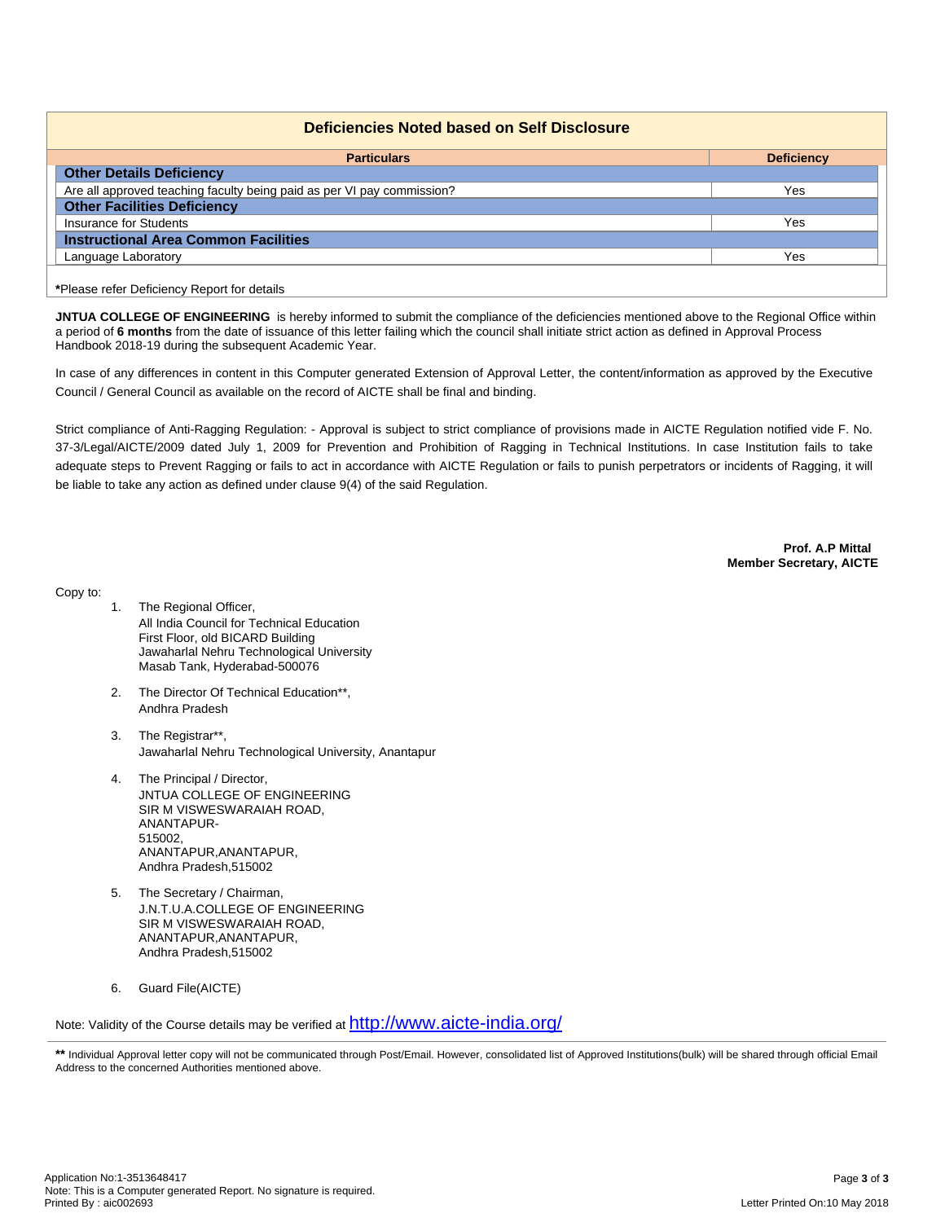| Deficiencies Noted based on Self Disclosure | |
|---|---|
| **Particulars** | **Deficiency** |
| **Other Details Deficiency** | |
| Are all approved teaching faculty being paid as per VI pay commission? | Yes |
| **Other Facilities Deficiency** | |
| Insurance for Students | Yes |
| **Instructional Area Common Facilities** | |
| Language Laboratory | Yes |

***Please refer Deficiency Report for details**

**JNTUA COLLEGE OF ENGINEERING** is hereby informed to submit the compliance of the deficiencies mentioned above to the Regional Office within a period of **6 months** from the date of issuance of this letter failing which the council shall initiate strict action as defined in Approval Process Handbook 2018-19 during the subsequent Academic Year.

In case of any differences in content in this Computer generated Extension of Approval Letter, the content/information as approved by the Executive Council / General Council as available on the record of AICTE shall be final and binding.

Strict compliance of Anti-Ragging Regulation: - Approval is subject to strict compliance of provisions made in AICTE Regulation notified vide F. No. 37-3/Legal/AICTE/2009 dated July 1, 2009 for Prevention and Prohibition of Ragging in Technical Institutions. In case Institution fails to take adequate steps to Prevent Ragging or fails to act in accordance with AICTE Regulation or fails to punish perpetrators or incidents of Ragging, it will be liable to take any action as defined under clause 9(4) of the said Regulation.

**Prof. A.P Mittal**
**Member Secretary, AICTE**

Copy to:

1. The Regional Officer,
   All India Council for Technical Education
   First Floor, old BICARD Building
   Jawaharlal Nehru Technological University
   Masab Tank, Hyderabad-500076

2. The Director Of Technical Education**,
   Andhra Pradesh

3. The Registrar**,
   Jawaharlal Nehru Technological University, Anantapur

4. The Principal / Director,
   JNTUA COLLEGE OF ENGINEERING
   SIR M VISWESWARAIAH ROAD,
   ANANTAPUR-
   515002,
   ANANTAPUR,ANANTAPUR,
   Andhra Pradesh,515002

5. The Secretary / Chairman,
   J.N.T.U.A.COLLEGE OF ENGINEERING
   SIR M VISWESWARAIAH ROAD,
   ANANTAPUR,ANANTAPUR,
   Andhra Pradesh,515002

6. Guard File(AICTE)

Note: Validity of the Course details may be verified at http://www.aicte-india.org/

**** Individual Approval letter copy will not be communicated through Post/Email. However, consolidated list of Approved Institutions(bulk) will be shared through official Email Address to the concerned Authorities mentioned above.

Application No:1-3513648417
Note: This is a Computer generated Report. No signature is required.
Printed By : aic002693

Letter Printed On:10 May 2018